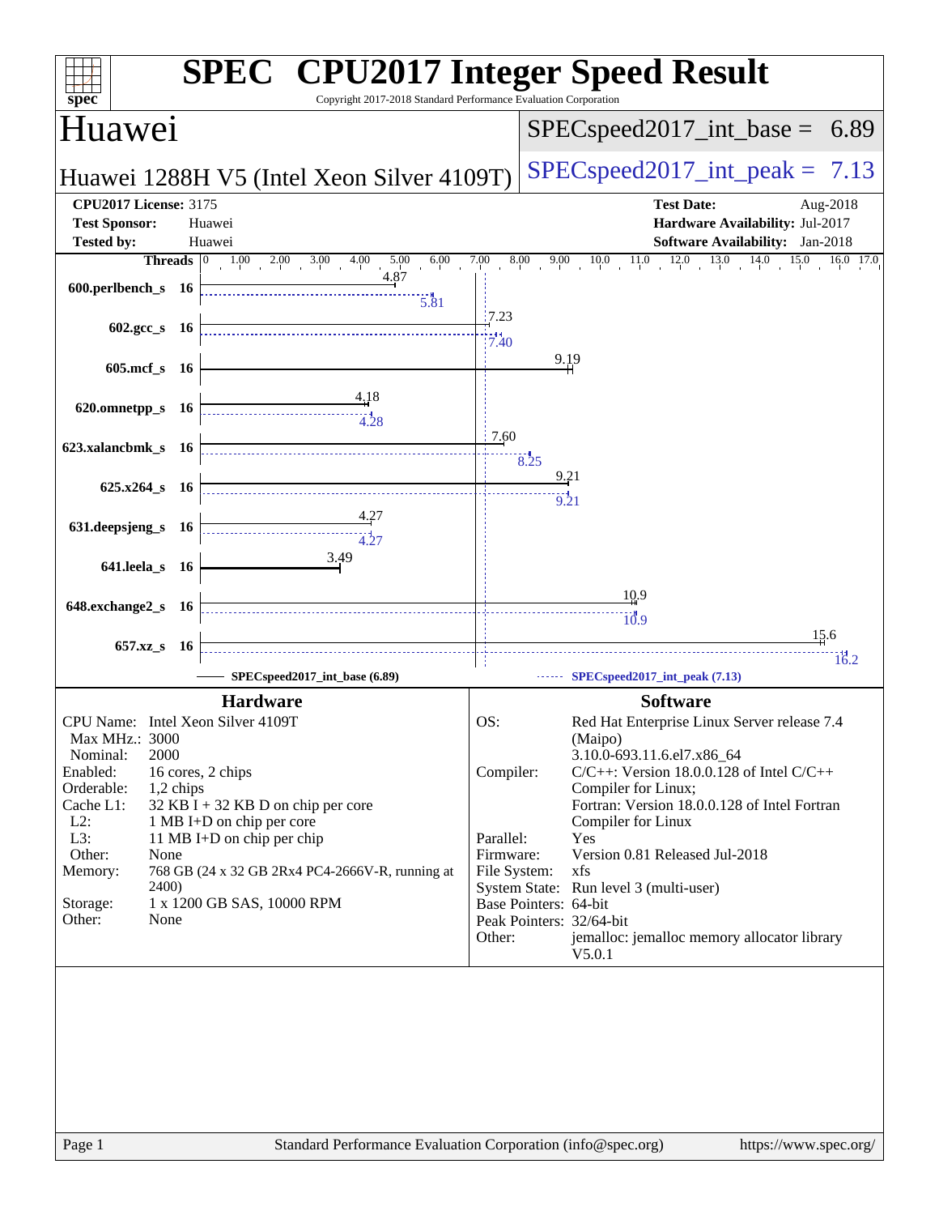# SPEC CPU2017 Integer Speed Result

Copyright 2017-2018 Standard Performance Evaluation Corporation

## Huawei

**Huawei 1288H V5 (Intel Xeon Silver 4109T)**

SPECspeed2017_int_base = 6.89

SPECspeed2017_int_peak = 7.13

**CPU2017 License:** 3175
**Test Sponsor:** Huawei
**Tested by:** Huawei

**Test Date:** Aug-2018
**Hardware Availability:** Jul-2017
**Software Availability:** Jan-2018

| Benchmark | Threads | Base | Peak |
|---|---|---|---|
| 600.perlbench_s | 16 | 4.87 | 5.81 |
| 602.gcc_s | 16 | 7.23 | 7.40 |
| 605.mcf_s | 16 | 9.19 | |
| 620.omnetpp_s | 16 | 4.18 | 4.28 |
| 623.xalancbmk_s | 16 | 7.60 | 8.25 |
| 625.x264_s | 16 | 9.21 | 9.21 |
| 631.deepsjeng_s | 16 | 4.27 | 4.27 |
| 641.leela_s | 16 | 3.49 | |
| 648.exchange2_s | 16 | 10.9 | 10.9 |
| 657.xz_s | 16 | 15.6 | 16.2 |

SPECspeed2017_int_base (6.89) — SPECspeed2017_int_peak (7.13)

### Hardware

| | |
|---|---|
| CPU Name: | Intel Xeon Silver 4109T |
| Max MHz.: | 3000 |
| Nominal: | 2000 |
| Enabled: | 16 cores, 2 chips |
| Orderable: | 1,2 chips |
| Cache L1: | 32 KB I + 32 KB D on chip per core |
| L2: | 1 MB I+D on chip per core |
| L3: | 11 MB I+D on chip per chip |
| Other: | None |
| Memory: | 768 GB (24 x 32 GB 2Rx4 PC4-2666V-R, running at 2400) |
| Storage: | 1 x 1200 GB SAS, 10000 RPM |
| Other: | None |

### Software

| | |
|---|---|
| OS: | Red Hat Enterprise Linux Server release 7.4 (Maipo) 3.10.0-693.11.6.el7.x86_64 |
| Compiler: | C/C++: Version 18.0.0.128 of Intel C/C++ Compiler for Linux; Fortran: Version 18.0.0.128 of Intel Fortran Compiler for Linux |
| Parallel: | Yes |
| Firmware: | Version 0.81 Released Jul-2018 |
| File System: | xfs |
| System State: | Run level 3 (multi-user) |
| Base Pointers: | 64-bit |
| Peak Pointers: | 32/64-bit |
| Other: | jemalloc: jemalloc memory allocator library V5.0.1 |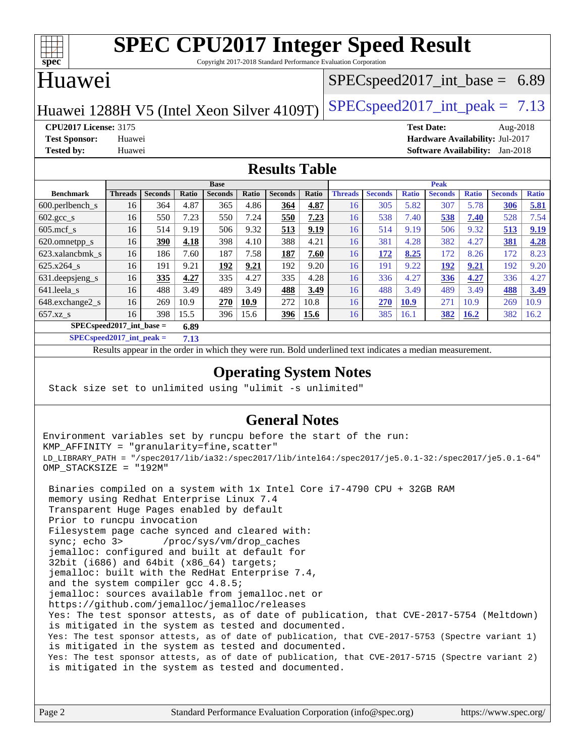# SPEC CPU2017 Integer Speed Result

Copyright 2017-2018 Standard Performance Evaluation Corporation

## Huawei

Huawei 1288H V5 (Intel Xeon Silver 4109T)

SPECspeed2017_int_base = 6.89

SPECspeed2017_int_peak = 7.13

**CPU2017 License:** 3175
**Test Sponsor:** Huawei
**Tested by:** Huawei

**Test Date:** Aug-2018
**Hardware Availability:** Jul-2017
**Software Availability:** Jan-2018

## Results Table

| Benchmark | Base | | | | | | | Peak | | | | | | |
|---|---|---|---|---|---|---|---|---|---|---|---|---|---|---|
| | Threads | Seconds | Ratio | Seconds | Ratio | Seconds | Ratio | Threads | Seconds | Ratio | Seconds | Ratio | Seconds | Ratio |
| 600.perlbench_s | 16 | 364 | 4.87 | 365 | 4.86 | **364** | **4.87** | 16 | 305 | 5.82 | 307 | 5.78 | **306** | **5.81** |
| 602.gcc_s | 16 | 550 | 7.23 | 550 | 7.24 | **550** | **7.23** | 16 | 538 | 7.40 | **538** | **7.40** | 528 | 7.54 |
| 605.mcf_s | 16 | 514 | 9.19 | 506 | 9.32 | **513** | **9.19** | 16 | 514 | 9.19 | 506 | 9.32 | **513** | **9.19** |
| 620.omnetpp_s | 16 | **390** | **4.18** | 398 | 4.10 | 388 | 4.21 | 16 | 381 | 4.28 | 382 | 4.27 | **381** | **4.28** |
| 623.xalancbmk_s | 16 | 186 | 7.60 | 187 | 7.58 | **187** | **7.60** | 16 | **172** | **8.25** | 172 | 8.26 | 172 | 8.23 |
| 625.x264_s | 16 | 191 | 9.21 | **192** | **9.21** | 192 | 9.20 | 16 | 191 | 9.22 | **192** | **9.21** | 192 | 9.20 |
| 631.deepsjeng_s | 16 | **335** | **4.27** | 335 | 4.27 | 335 | 4.28 | 16 | 336 | 4.27 | **336** | **4.27** | 336 | 4.27 |
| 641.leela_s | 16 | 488 | 3.49 | 489 | 3.49 | **488** | **3.49** | 16 | 488 | 3.49 | 489 | 3.49 | **488** | **3.49** |
| 648.exchange2_s | 16 | 269 | 10.9 | **270** | **10.9** | 272 | 10.8 | 16 | **270** | **10.9** | 271 | 10.9 | 269 | 10.9 |
| 657.xz_s | 16 | 398 | 15.5 | 396 | 15.6 | **396** | **15.6** | 16 | 385 | 16.1 | **382** | **16.2** | 382 | 16.2 |

**SPECspeed2017_int_base = 6.89**

**SPECspeed2017_int_peak = 7.13**

Results appear in the order in which they were run. Bold underlined text indicates a median measurement.

## Operating System Notes

```
Stack size set to unlimited using "ulimit -s unlimited"
```

## General Notes

```
Environment variables set by runcpu before the start of the run:
KMP_AFFINITY = "granularity=fine,scatter"
LD_LIBRARY_PATH = "/spec2017/lib/ia32:/spec2017/lib/intel64:/spec2017/je5.0.1-32:/spec2017/je5.0.1-64"
OMP_STACKSIZE = "192M"

 Binaries compiled on a system with 1x Intel Core i7-4790 CPU + 32GB RAM
 memory using Redhat Enterprise Linux 7.4
 Transparent Huge Pages enabled by default
 Prior to runcpu invocation
 Filesystem page cache synced and cleared with:
 sync; echo 3>       /proc/sys/vm/drop_caches
 jemalloc: configured and built at default for
 32bit (i686) and 64bit (x86_64) targets;
 jemalloc: built with the RedHat Enterprise 7.4,
 and the system compiler gcc 4.8.5;
 jemalloc: sources available from jemalloc.net or
 https://github.com/jemalloc/jemalloc/releases
 Yes: The test sponsor attests, as of date of publication, that CVE-2017-5754 (Meltdown)
 is mitigated in the system as tested and documented.
 Yes: The test sponsor attests, as of date of publication, that CVE-2017-5753 (Spectre variant 1)
 is mitigated in the system as tested and documented.
 Yes: The test sponsor attests, as of date of publication, that CVE-2017-5715 (Spectre variant 2)
 is mitigated in the system as tested and documented.
```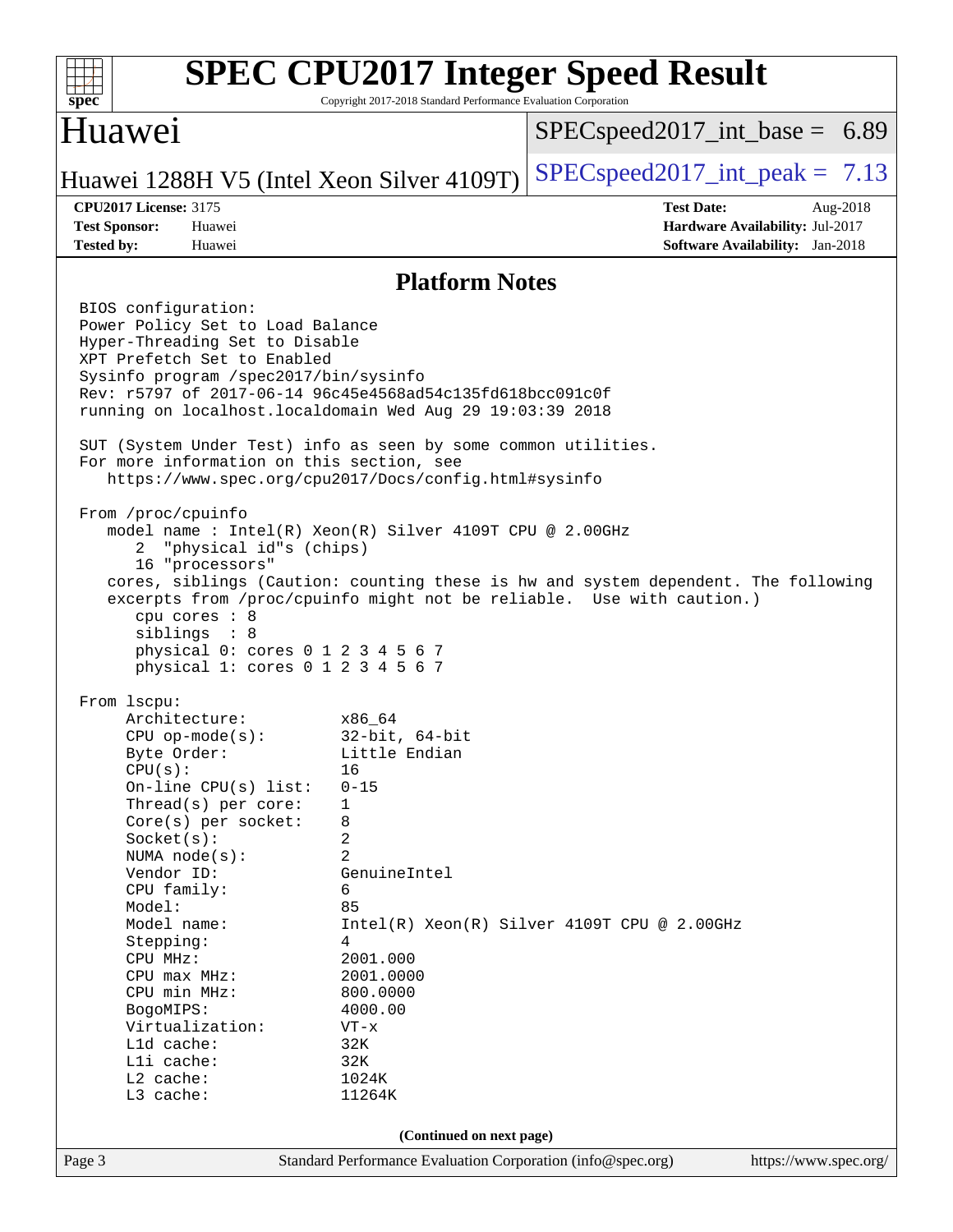# SPEC CPU2017 Integer Speed Result

Copyright 2017-2018 Standard Performance Evaluation Corporation

## Huawei

Huawei 1288H V5 (Intel Xeon Silver 4109T)

SPECspeed2017_int_base = 6.89

SPECspeed2017_int_peak = 7.13

**CPU2017 License:** 3175
**Test Sponsor:** Huawei
**Tested by:** Huawei

**Test Date:** Aug-2018
**Hardware Availability:** Jul-2017
**Software Availability:** Jan-2018

## Platform Notes

```
BIOS configuration:
Power Policy Set to Load Balance
Hyper-Threading Set to Disable
XPT Prefetch Set to Enabled
Sysinfo program /spec2017/bin/sysinfo
Rev: r5797 of 2017-06-14 96c45e4568ad54c135fd618bcc091c0f
running on localhost.localdomain Wed Aug 29 19:03:39 2018

SUT (System Under Test) info as seen by some common utilities.
For more information on this section, see
   https://www.spec.org/cpu2017/Docs/config.html#sysinfo

From /proc/cpuinfo
   model name : Intel(R) Xeon(R) Silver 4109T CPU @ 2.00GHz
      2  "physical id"s (chips)
      16 "processors"
   cores, siblings (Caution: counting these is hw and system dependent. The following
   excerpts from /proc/cpuinfo might not be reliable.  Use with caution.)
      cpu cores : 8
      siblings  : 8
      physical 0: cores 0 1 2 3 4 5 6 7
      physical 1: cores 0 1 2 3 4 5 6 7

From lscpu:
     Architecture:          x86_64
     CPU op-mode(s):        32-bit, 64-bit
     Byte Order:            Little Endian
     CPU(s):                16
     On-line CPU(s) list:   0-15
     Thread(s) per core:    1
     Core(s) per socket:    8
     Socket(s):             2
     NUMA node(s):          2
     Vendor ID:             GenuineIntel
     CPU family:            6
     Model:                 85
     Model name:            Intel(R) Xeon(R) Silver 4109T CPU @ 2.00GHz
     Stepping:              4
     CPU MHz:               2001.000
     CPU max MHz:           2001.0000
     CPU min MHz:           800.0000
     BogoMIPS:              4000.00
     Virtualization:        VT-x
     L1d cache:             32K
     L1i cache:             32K
     L2 cache:              1024K
     L3 cache:              11264K
```

(Continued on next page)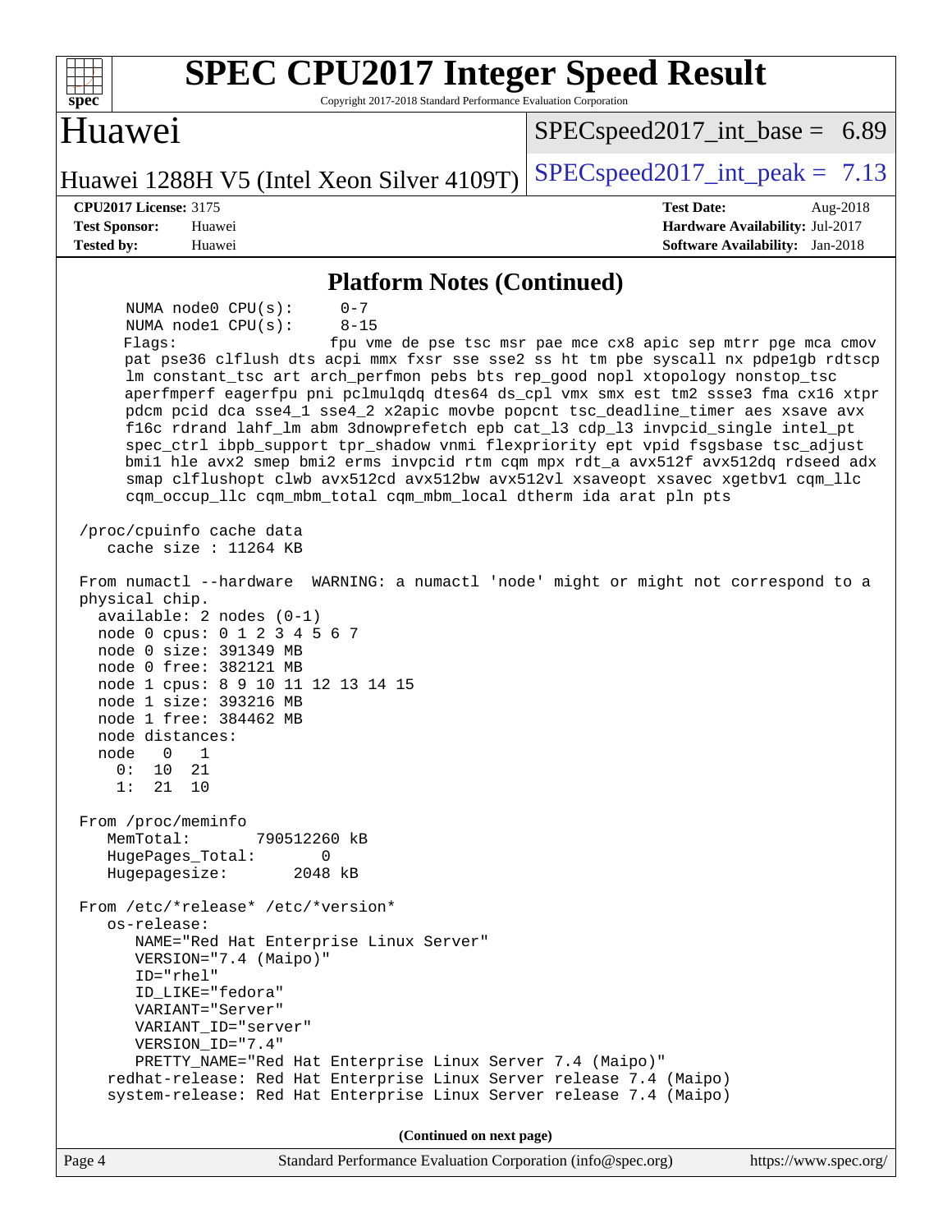# SPEC CPU2017 Integer Speed Result

Copyright 2017-2018 Standard Performance Evaluation Corporation

## Huawei

Huawei 1288H V5 (Intel Xeon Silver 4109T)

SPECspeed2017_int_base = 6.89

SPECspeed2017_int_peak = 7.13

**CPU2017 License:** 3175
**Test Sponsor:** Huawei
**Tested by:** Huawei

**Test Date:** Aug-2018
**Hardware Availability:** Jul-2017
**Software Availability:** Jan-2018

### Platform Notes (Continued)

```
    NUMA node0 CPU(s):      0-7
    NUMA node1 CPU(s):      8-15
    Flags:                  fpu vme de pse tsc msr pae mce cx8 apic sep mtrr pge mca cmov
    pat pse36 clflush dts acpi mmx fxsr sse sse2 ss ht tm pbe syscall nx pdpe1gb rdtscp
    lm constant_tsc art arch_perfmon pebs bts rep_good nopl xtopology nonstop_tsc
    aperfmperf eagerfpu pni pclmulqdq dtes64 ds_cpl vmx smx est tm2 ssse3 fma cx16 xtpr
    pdcm pcid dca sse4_1 sse4_2 x2apic movbe popcnt tsc_deadline_timer aes xsave avx
    f16c rdrand lahf_lm abm 3dnowprefetch epb cat_l3 cdp_l3 invpcid_single intel_pt
    spec_ctrl ibpb_support tpr_shadow vnmi flexpriority ept vpid fsgsbase tsc_adjust
    bmi1 hle avx2 smep bmi2 erms invpcid rtm cqm mpx rdt_a avx512f avx512dq rdseed adx
    smap clflushopt clwb avx512cd avx512bw avx512vl xsaveopt xsavec xgetbv1 cqm_llc
    cqm_occup_llc cqm_mbm_total cqm_mbm_local dtherm ida arat pln pts

 /proc/cpuinfo cache data
    cache size : 11264 KB

 From numactl --hardware  WARNING: a numactl 'node' might or might not correspond to a
 physical chip.
   available: 2 nodes (0-1)
   node 0 cpus: 0 1 2 3 4 5 6 7
   node 0 size: 391349 MB
   node 0 free: 382121 MB
   node 1 cpus: 8 9 10 11 12 13 14 15
   node 1 size: 393216 MB
   node 1 free: 384462 MB
   node distances:
   node   0   1
     0:  10  21
     1:  21  10

 From /proc/meminfo
    MemTotal:       790512260 kB
    HugePages_Total:       0
    Hugepagesize:       2048 kB

 From /etc/*release* /etc/*version*
    os-release:
       NAME="Red Hat Enterprise Linux Server"
       VERSION="7.4 (Maipo)"
       ID="rhel"
       ID_LIKE="fedora"
       VARIANT="Server"
       VARIANT_ID="server"
       VERSION_ID="7.4"
       PRETTY_NAME="Red Hat Enterprise Linux Server 7.4 (Maipo)"
    redhat-release: Red Hat Enterprise Linux Server release 7.4 (Maipo)
    system-release: Red Hat Enterprise Linux Server release 7.4 (Maipo)
```

**(Continued on next page)**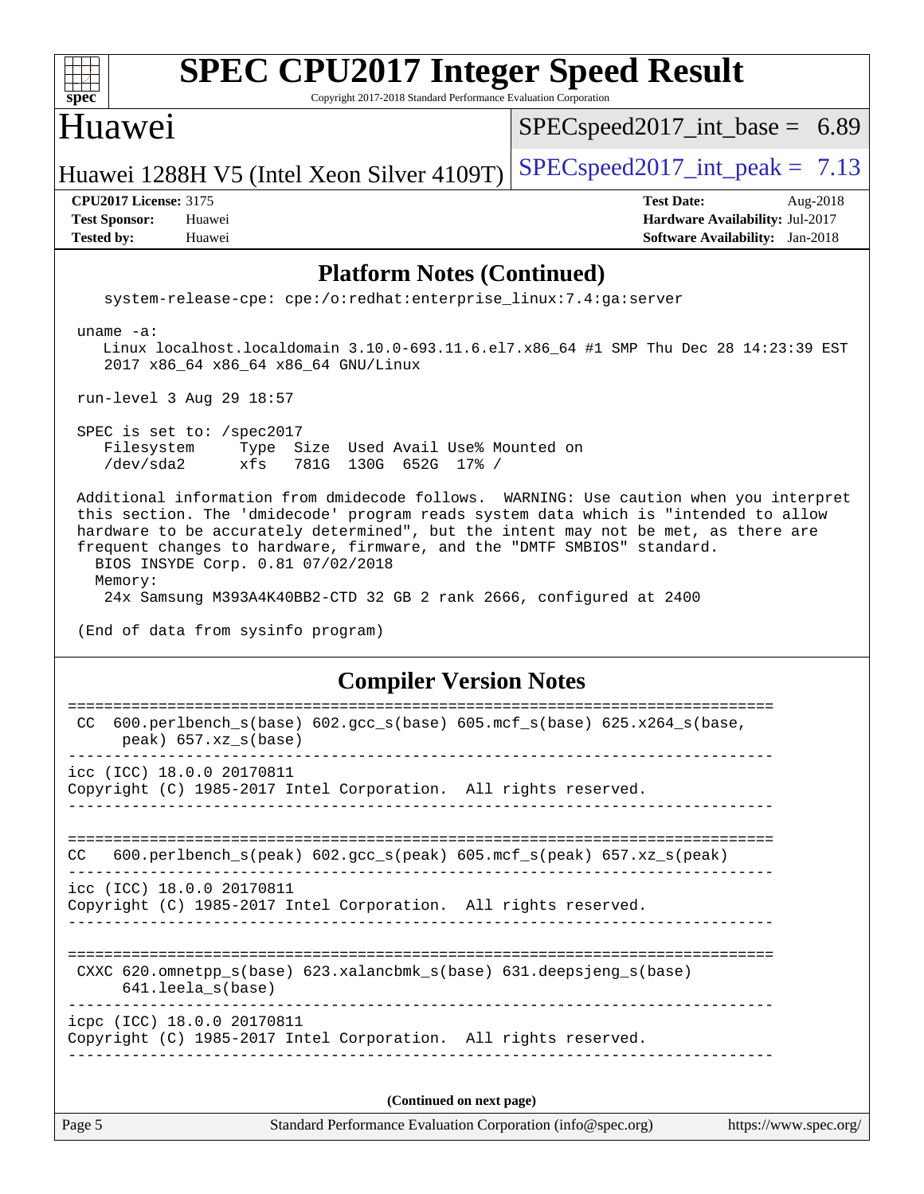## Platform Notes (Continued)

```
   system-release-cpe: cpe:/o:redhat:enterprise_linux:7.4:ga:server

 uname -a:
    Linux localhost.localdomain 3.10.0-693.11.6.el7.x86_64 #1 SMP Thu Dec 28 14:23:39 EST
    2017 x86_64 x86_64 x86_64 GNU/Linux

 run-level 3 Aug 29 18:57

 SPEC is set to: /spec2017
    Filesystem     Type  Size  Used Avail Use% Mounted on
    /dev/sda2      xfs   781G  130G  652G  17% /

 Additional information from dmidecode follows.  WARNING: Use caution when you interpret
 this section. The 'dmidecode' program reads system data which is "intended to allow
 hardware to be accurately determined", but the intent may not be met, as there are
 frequent changes to hardware, firmware, and the "DMTF SMBIOS" standard.
   BIOS INSYDE Corp. 0.81 07/02/2018
   Memory:
    24x Samsung M393A4K40BB2-CTD 32 GB 2 rank 2666, configured at 2400

 (End of data from sysinfo program)
```

## Compiler Version Notes

```
==============================================================================
 CC  600.perlbench_s(base) 602.gcc_s(base) 605.mcf_s(base) 625.x264_s(base,
      peak) 657.xz_s(base)
------------------------------------------------------------------------------
icc (ICC) 18.0.0 20170811
Copyright (C) 1985-2017 Intel Corporation.  All rights reserved.
------------------------------------------------------------------------------

==============================================================================
CC   600.perlbench_s(peak) 602.gcc_s(peak) 605.mcf_s(peak) 657.xz_s(peak)
------------------------------------------------------------------------------
icc (ICC) 18.0.0 20170811
Copyright (C) 1985-2017 Intel Corporation.  All rights reserved.
------------------------------------------------------------------------------

==============================================================================
 CXXC 620.omnetpp_s(base) 623.xalancbmk_s(base) 631.deepsjeng_s(base)
      641.leela_s(base)
------------------------------------------------------------------------------
icpc (ICC) 18.0.0 20170811
Copyright (C) 1985-2017 Intel Corporation.  All rights reserved.
------------------------------------------------------------------------------
```

**(Continued on next page)**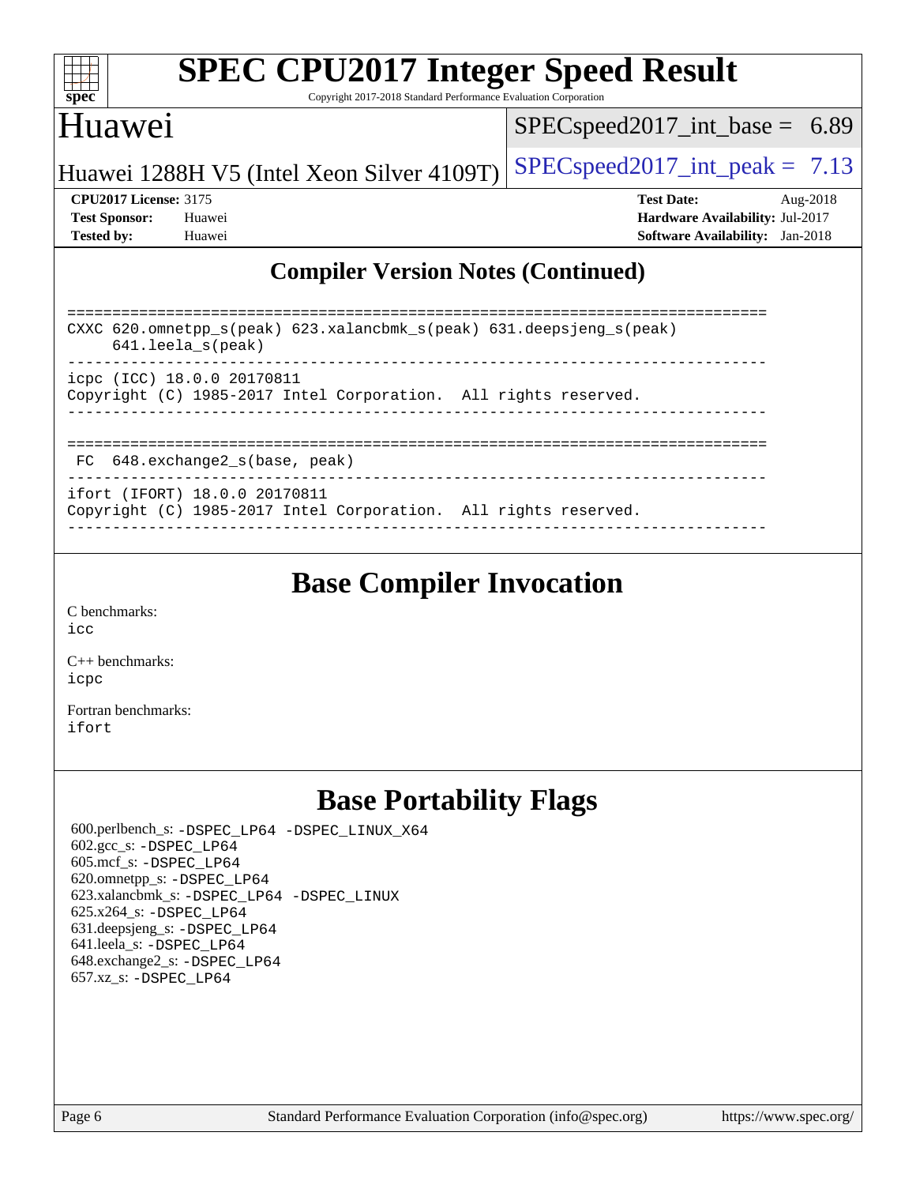## Compiler Version Notes (Continued)

```
==============================================================================
CXXC 620.omnetpp_s(peak) 623.xalancbmk_s(peak) 631.deepsjeng_s(peak)
     641.leela_s(peak)
------------------------------------------------------------------------------
icpc (ICC) 18.0.0 20170811
Copyright (C) 1985-2017 Intel Corporation.  All rights reserved.
------------------------------------------------------------------------------

==============================================================================
 FC  648.exchange2_s(base, peak)
------------------------------------------------------------------------------
ifort (IFORT) 18.0.0 20170811
Copyright (C) 1985-2017 Intel Corporation.  All rights reserved.
------------------------------------------------------------------------------
```

## Base Compiler Invocation

C benchmarks:
icc

C++ benchmarks:
icpc

Fortran benchmarks:
ifort

## Base Portability Flags

600.perlbench_s: -DSPEC_LP64 -DSPEC_LINUX_X64
602.gcc_s: -DSPEC_LP64
605.mcf_s: -DSPEC_LP64
620.omnetpp_s: -DSPEC_LP64
623.xalancbmk_s: -DSPEC_LP64 -DSPEC_LINUX
625.x264_s: -DSPEC_LP64
631.deepsjeng_s: -DSPEC_LP64
641.leela_s: -DSPEC_LP64
648.exchange2_s: -DSPEC_LP64
657.xz_s: -DSPEC_LP64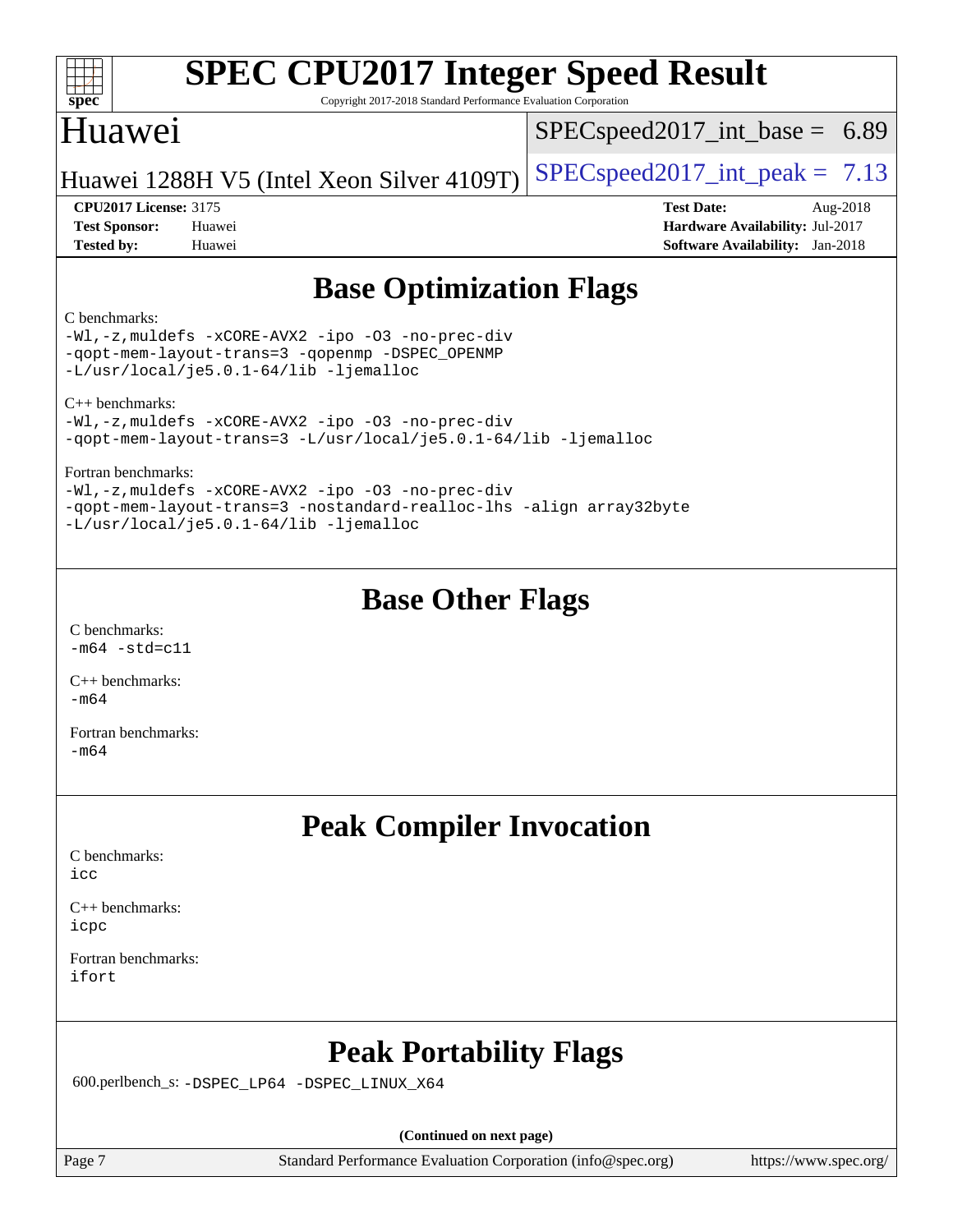# Base Optimization Flags

C benchmarks:
-Wl,-z,muldefs -xCORE-AVX2 -ipo -O3 -no-prec-div
-qopt-mem-layout-trans=3 -qopenmp -DSPEC_OPENMP
-L/usr/local/je5.0.1-64/lib -ljemalloc

C++ benchmarks:
-Wl,-z,muldefs -xCORE-AVX2 -ipo -O3 -no-prec-div
-qopt-mem-layout-trans=3 -L/usr/local/je5.0.1-64/lib -ljemalloc

Fortran benchmarks:
-Wl,-z,muldefs -xCORE-AVX2 -ipo -O3 -no-prec-div
-qopt-mem-layout-trans=3 -nostandard-realloc-lhs -align array32byte
-L/usr/local/je5.0.1-64/lib -ljemalloc

# Base Other Flags

C benchmarks:
-m64 -std=c11

C++ benchmarks:
-m64

Fortran benchmarks:
-m64

# Peak Compiler Invocation

C benchmarks:
icc

C++ benchmarks:
icpc

Fortran benchmarks:
ifort

# Peak Portability Flags

600.perlbench_s: -DSPEC_LP64 -DSPEC_LINUX_X64

(Continued on next page)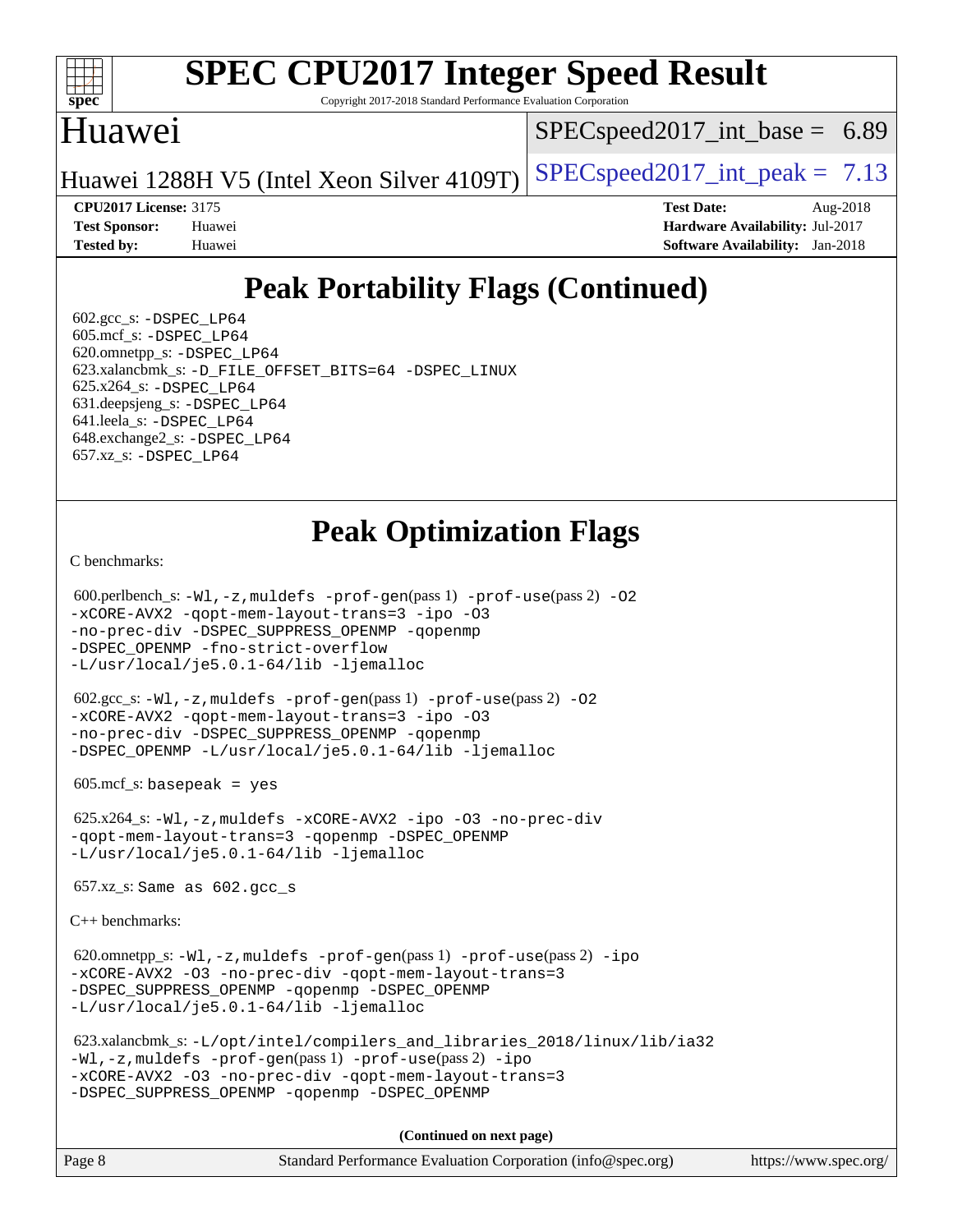# SPEC CPU2017 Integer Speed Result

Copyright 2017-2018 Standard Performance Evaluation Corporation

## Huawei

Huawei 1288H V5 (Intel Xeon Silver 4109T)

SPECspeed2017_int_base = 6.89

SPECspeed2017_int_peak = 7.13

**CPU2017 License:** 3175
**Test Sponsor:** Huawei
**Tested by:** Huawei

**Test Date:** Aug-2018
**Hardware Availability:** Jul-2017
**Software Availability:** Jan-2018

# Peak Portability Flags (Continued)

602.gcc_s: -DSPEC_LP64
605.mcf_s: -DSPEC_LP64
620.omnetpp_s: -DSPEC_LP64
623.xalancbmk_s: -D_FILE_OFFSET_BITS=64 -DSPEC_LINUX
625.x264_s: -DSPEC_LP64
631.deepsjeng_s: -DSPEC_LP64
641.leela_s: -DSPEC_LP64
648.exchange2_s: -DSPEC_LP64
657.xz_s: -DSPEC_LP64

# Peak Optimization Flags

C benchmarks:

600.perlbench_s: -Wl,-z,muldefs -prof-gen(pass 1) -prof-use(pass 2) -O2 -xCORE-AVX2 -qopt-mem-layout-trans=3 -ipo -O3 -no-prec-div -DSPEC_SUPPRESS_OPENMP -qopenmp -DSPEC_OPENMP -fno-strict-overflow -L/usr/local/je5.0.1-64/lib -ljemalloc

602.gcc_s: -Wl,-z,muldefs -prof-gen(pass 1) -prof-use(pass 2) -O2 -xCORE-AVX2 -qopt-mem-layout-trans=3 -ipo -O3 -no-prec-div -DSPEC_SUPPRESS_OPENMP -qopenmp -DSPEC_OPENMP -L/usr/local/je5.0.1-64/lib -ljemalloc

605.mcf_s: basepeak = yes

625.x264_s: -Wl,-z,muldefs -xCORE-AVX2 -ipo -O3 -no-prec-div -qopt-mem-layout-trans=3 -qopenmp -DSPEC_OPENMP -L/usr/local/je5.0.1-64/lib -ljemalloc

657.xz_s: Same as 602.gcc_s

C++ benchmarks:

620.omnetpp_s: -Wl,-z,muldefs -prof-gen(pass 1) -prof-use(pass 2) -ipo -xCORE-AVX2 -O3 -no-prec-div -qopt-mem-layout-trans=3 -DSPEC_SUPPRESS_OPENMP -qopenmp -DSPEC_OPENMP -L/usr/local/je5.0.1-64/lib -ljemalloc

623.xalancbmk_s: -L/opt/intel/compilers_and_libraries_2018/linux/lib/ia32 -Wl,-z,muldefs -prof-gen(pass 1) -prof-use(pass 2) -ipo -xCORE-AVX2 -O3 -no-prec-div -qopt-mem-layout-trans=3 -DSPEC_SUPPRESS_OPENMP -qopenmp -DSPEC_OPENMP

**(Continued on next page)**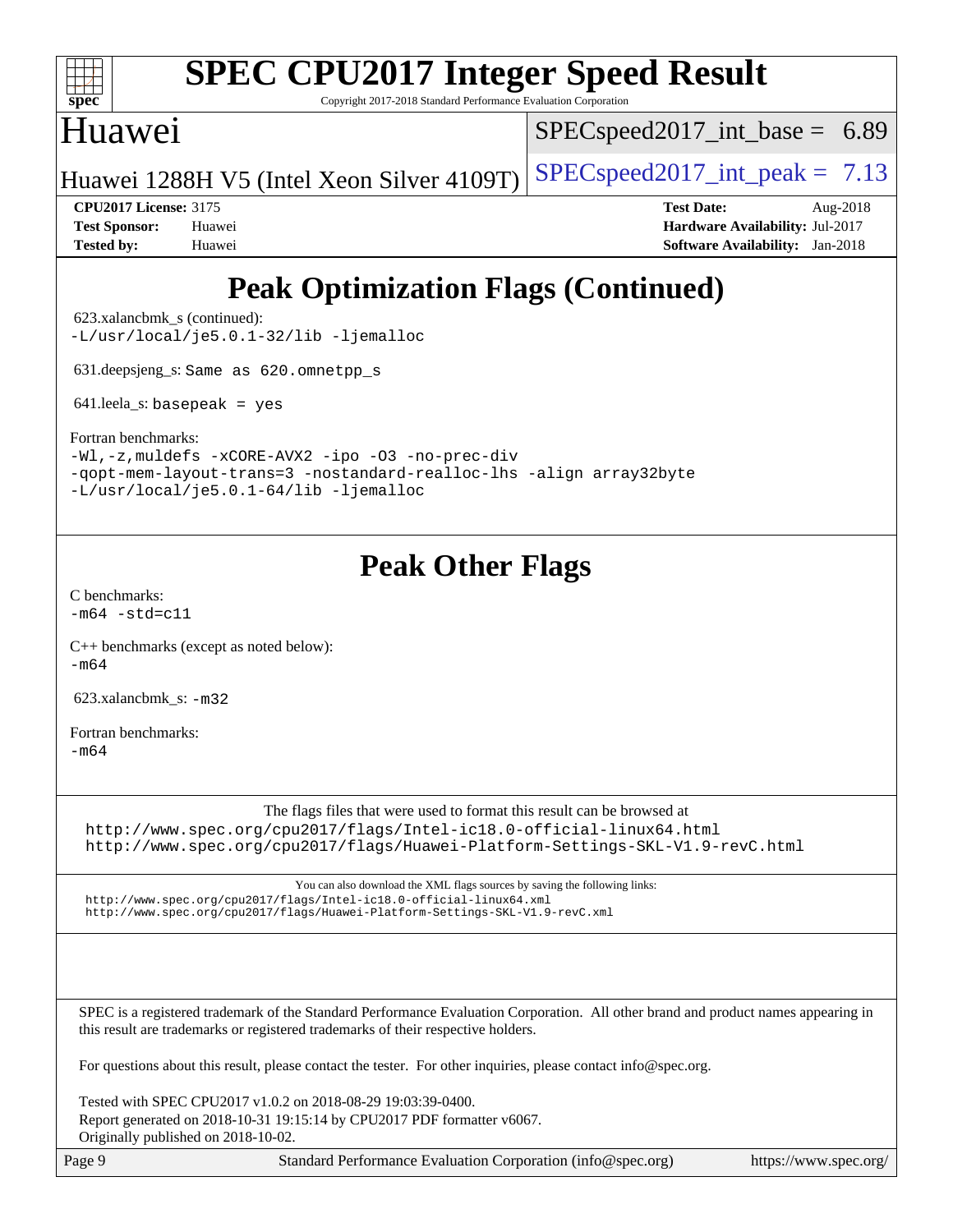# Peak Optimization Flags (Continued)

623.xalancbmk_s (continued):
-L/usr/local/je5.0.1-32/lib -ljemalloc

631.deepsjeng_s: Same as 620.omnetpp_s

641.leela_s: basepeak = yes

Fortran benchmarks:
-Wl,-z,muldefs -xCORE-AVX2 -ipo -O3 -no-prec-div
-qopt-mem-layout-trans=3 -nostandard-realloc-lhs -align array32byte
-L/usr/local/je5.0.1-64/lib -ljemalloc

# Peak Other Flags

C benchmarks:
-m64 -std=c11

C++ benchmarks (except as noted below):
-m64

623.xalancbmk_s: -m32

Fortran benchmarks:
-m64

The flags files that were used to format this result can be browsed at
http://www.spec.org/cpu2017/flags/Intel-ic18.0-official-linux64.html
http://www.spec.org/cpu2017/flags/Huawei-Platform-Settings-SKL-V1.9-revC.html

You can also download the XML flags sources by saving the following links:
http://www.spec.org/cpu2017/flags/Intel-ic18.0-official-linux64.xml
http://www.spec.org/cpu2017/flags/Huawei-Platform-Settings-SKL-V1.9-revC.xml

SPEC is a registered trademark of the Standard Performance Evaluation Corporation. All other brand and product names appearing in this result are trademarks or registered trademarks of their respective holders.

For questions about this result, please contact the tester. For other inquiries, please contact info@spec.org.

Tested with SPEC CPU2017 v1.0.2 on 2018-08-29 19:03:39-0400.
Report generated on 2018-10-31 19:15:14 by CPU2017 PDF formatter v6067.
Originally published on 2018-10-02.